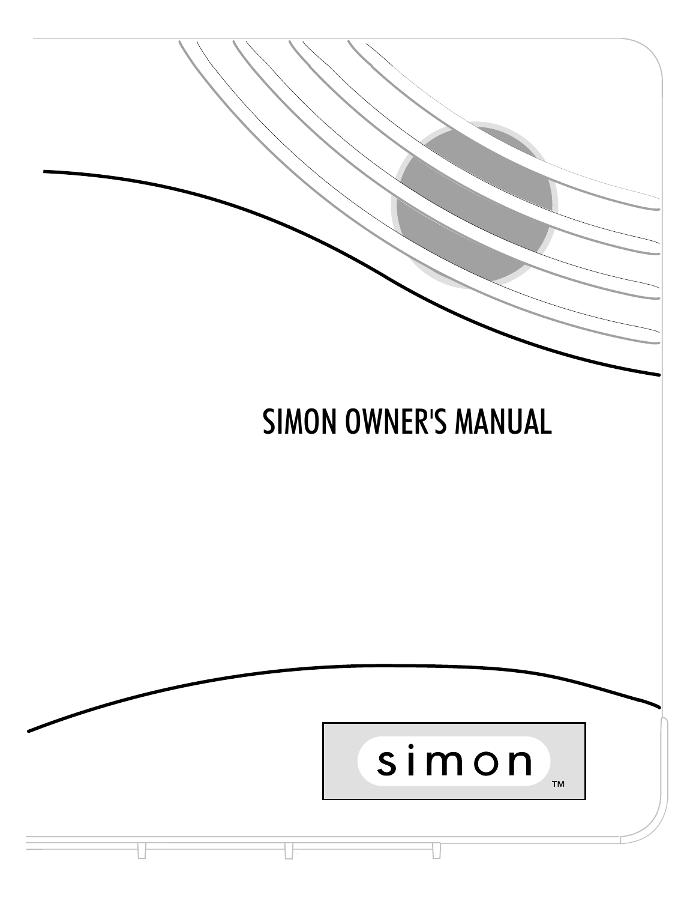# SIMON OWNER'S MANUAL

simon ™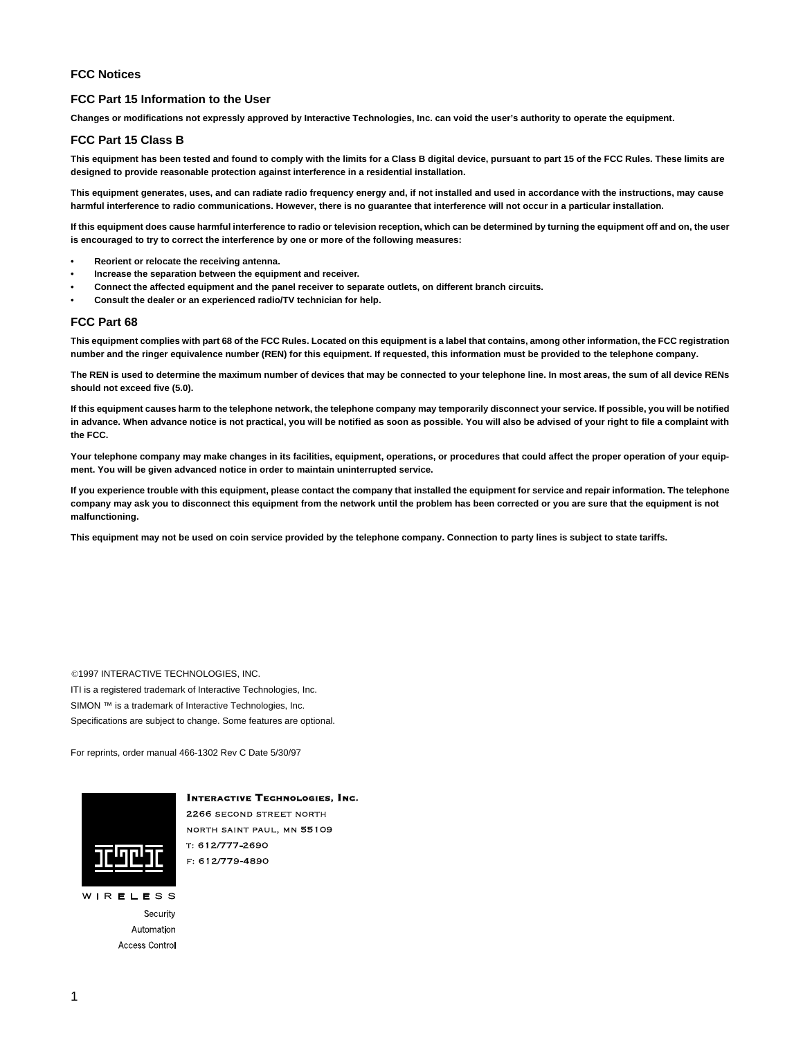## FCC Notices

### FCC Part 15 Information to the User

**Changes or modifications not expressly approved by Interactive Technologies, Inc. can void the user's authority to operate the equipment.**

### FCC Part 15 Class B

**This equipment has been tested and found to comply with the limits for a Class B digital device, pursuant to part 15 of the FCC Rules. These limits are designed to provide reasonable protection against interference in a residential installation.**

**This equipment generates, uses, and can radiate radio frequency energy and, if not installed and used in accordance with the instructions, may cause harmful interference to radio communications. However, there is no guarantee that interference will not occur in a particular installation.**

**If this equipment does cause harmful interference to radio or television reception, which can be determined by turning the equipment off and on, the user is encouraged to try to correct the interference by one or more of the following measures:**

- **Reorient or relocate the receiving antenna.**
- **Increase the separation between the equipment and receiver.**
- **Connect the affected equipment and the panel receiver to separate outlets, on different branch circuits.**
- **Consult the dealer or an experienced radio/TV technician for help.**

### FCC Part 68

**This equipment complies with part 68 of the FCC Rules. Located on this equipment is a label that contains, among other information, the FCC registration number and the ringer equivalence number (REN) for this equipment. If requested, this information must be provided to the telephone company.**

**The REN is used to determine the maximum number of devices that may be connected to your telephone line. In most areas, the sum of all device RENs should not exceed five (5.0).**

**If this equipment causes harm to the telephone network, the telephone company may temporarily disconnect your service. If possible, you will be notified in advance. When advance notice is not practical, you will be notified as soon as possible. You will also be advised of your right to file a complaint with the FCC.**

**Your telephone company may make changes in its facilities, equipment, operations, or procedures that could affect the proper operation of your equipment. You will be given advanced notice in order to maintain uninterrupted service.**

**If you experience trouble with this equipment, please contact the company that installed the equipment for service and repair information. The telephone company may ask you to disconnect this equipment from the network until the problem has been corrected or you are sure that the equipment is not malfunctioning.**

**This equipment may not be used on coin service provided by the telephone company. Connection to party lines is subject to state tariffs.**

©1997 INTERACTIVE TECHNOLOGIES, INC.

ITI is a registered trademark of Interactive Technologies, Inc.

SIMON ™ is a trademark of Interactive Technologies, Inc.

Specifications are subject to change. Some features are optional.

For reprints, order manual 466-1302 Rev C Date 5/30/97

**Interactive Technologies, Inc.**
2266 second street north
north saint paul, mn 55109
t: 612/777-2690
f: 612/779-4890

WIRELESS
Security
Automation
Access Control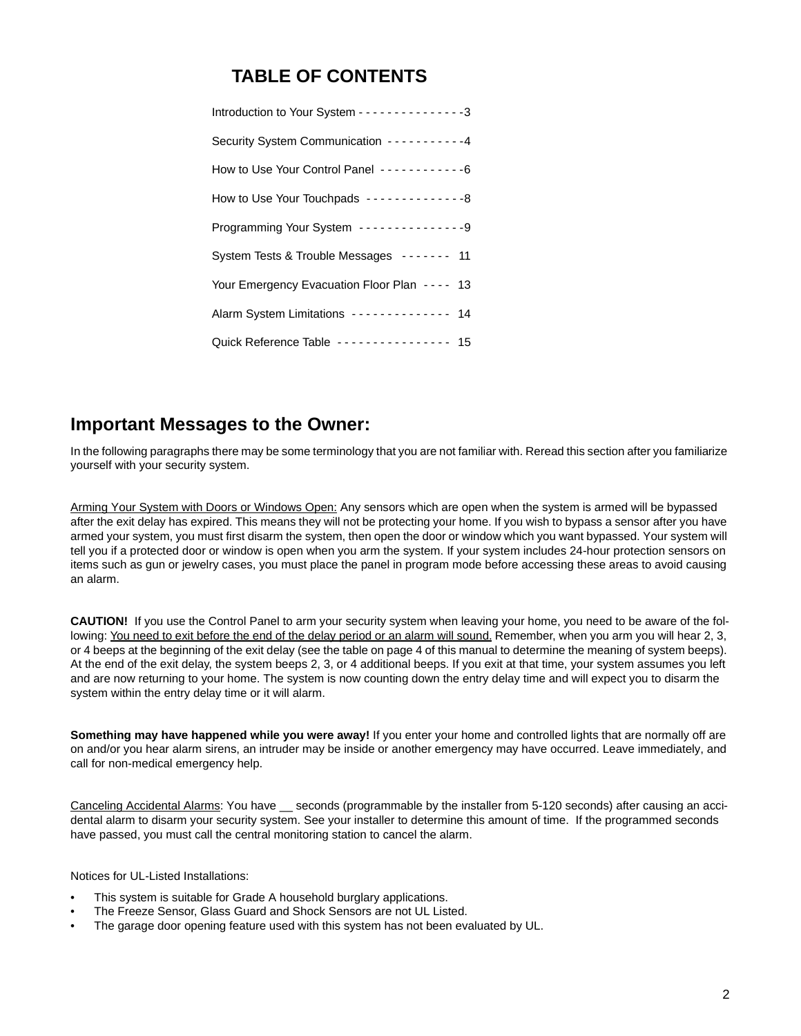# TABLE OF CONTENTS

| | |
|---|---|
| Introduction to Your System | 3 |
| Security System Communication | 4 |
| How to Use Your Control Panel | 6 |
| How to Use Your Touchpads | 8 |
| Programming Your System | 9 |
| System Tests & Trouble Messages | 11 |
| Your Emergency Evacuation Floor Plan | 13 |
| Alarm System Limitations | 14 |
| Quick Reference Table | 15 |

## Important Messages to the Owner:

In the following paragraphs there may be some terminology that you are not familiar with. Reread this section after you familiarize yourself with your security system.

Arming Your System with Doors or Windows Open: Any sensors which are open when the system is armed will be bypassed after the exit delay has expired. This means they will not be protecting your home. If you wish to bypass a sensor after you have armed your system, you must first disarm the system, then open the door or window which you want bypassed. Your system will tell you if a protected door or window is open when you arm the system. If your system includes 24-hour protection sensors on items such as gun or jewelry cases, you must place the panel in program mode before accessing these areas to avoid causing an alarm.

**CAUTION!** If you use the Control Panel to arm your security system when leaving your home, you need to be aware of the following: You need to exit before the end of the delay period or an alarm will sound. Remember, when you arm you will hear 2, 3, or 4 beeps at the beginning of the exit delay (see the table on page 4 of this manual to determine the meaning of system beeps). At the end of the exit delay, the system beeps 2, 3, or 4 additional beeps. If you exit at that time, your system assumes you left and are now returning to your home. The system is now counting down the entry delay time and will expect you to disarm the system within the entry delay time or it will alarm.

**Something may have happened while you were away!** If you enter your home and controlled lights that are normally off are on and/or you hear alarm sirens, an intruder may be inside or another emergency may have occurred. Leave immediately, and call for non-medical emergency help.

Canceling Accidental Alarms: You have __ seconds (programmable by the installer from 5-120 seconds) after causing an accidental alarm to disarm your security system. See your installer to determine this amount of time. If the programmed seconds have passed, you must call the central monitoring station to cancel the alarm.

Notices for UL-Listed Installations:

- This system is suitable for Grade A household burglary applications.
- The Freeze Sensor, Glass Guard and Shock Sensors are not UL Listed.
- The garage door opening feature used with this system has not been evaluated by UL.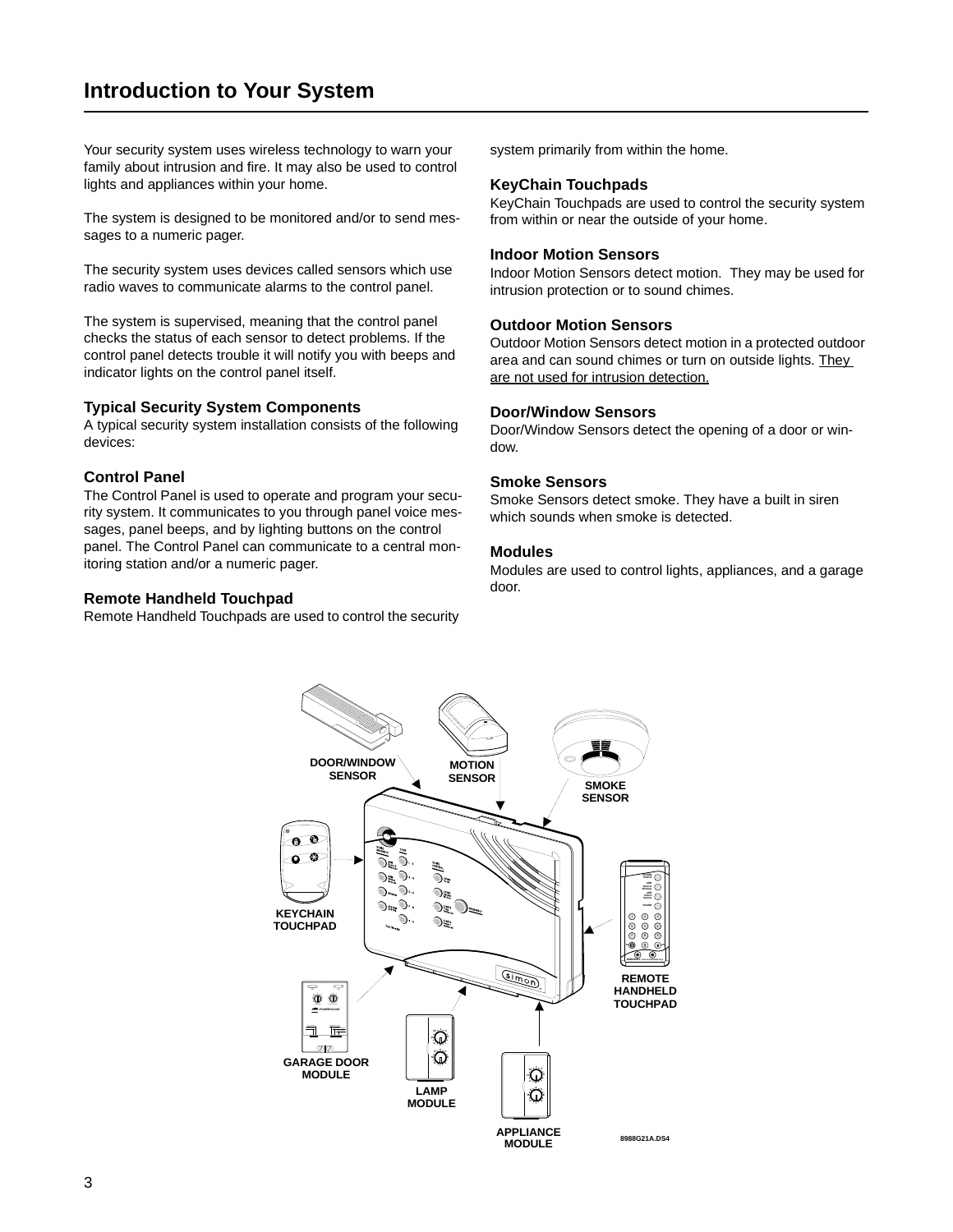# Introduction to Your System

Your security system uses wireless technology to warn your family about intrusion and fire. It may also be used to control lights and appliances within your home.

The system is designed to be monitored and/or to send messages to a numeric pager.

The security system uses devices called sensors which use radio waves to communicate alarms to the control panel.

The system is supervised, meaning that the control panel checks the status of each sensor to detect problems. If the control panel detects trouble it will notify you with beeps and indicator lights on the control panel itself.

### Typical Security System Components

A typical security system installation consists of the following devices:

### Control Panel

The Control Panel is used to operate and program your security system. It communicates to you through panel voice messages, panel beeps, and by lighting buttons on the control panel. The Control Panel can communicate to a central monitoring station and/or a numeric pager.

### Remote Handheld Touchpad

Remote Handheld Touchpads are used to control the security system primarily from within the home.

### KeyChain Touchpads

KeyChain Touchpads are used to control the security system from within or near the outside of your home.

### Indoor Motion Sensors

Indoor Motion Sensors detect motion. They may be used for intrusion protection or to sound chimes.

### Outdoor Motion Sensors

Outdoor Motion Sensors detect motion in a protected outdoor area and can sound chimes or turn on outside lights. <u>They are not used for intrusion detection.</u>

### Door/Window Sensors

Door/Window Sensors detect the opening of a door or window.

### Smoke Sensors

Smoke Sensors detect smoke. They have a built in siren which sounds when smoke is detected.

### Modules

Modules are used to control lights, appliances, and a garage door.

DOOR/WINDOW SENSOR
MOTION SENSOR
SMOKE SENSOR
KEYCHAIN TOUCHPAD
REMOTE HANDHELD TOUCHPAD
GARAGE DOOR MODULE
LAMP MODULE
APPLIANCE MODULE

8988G21A.DS4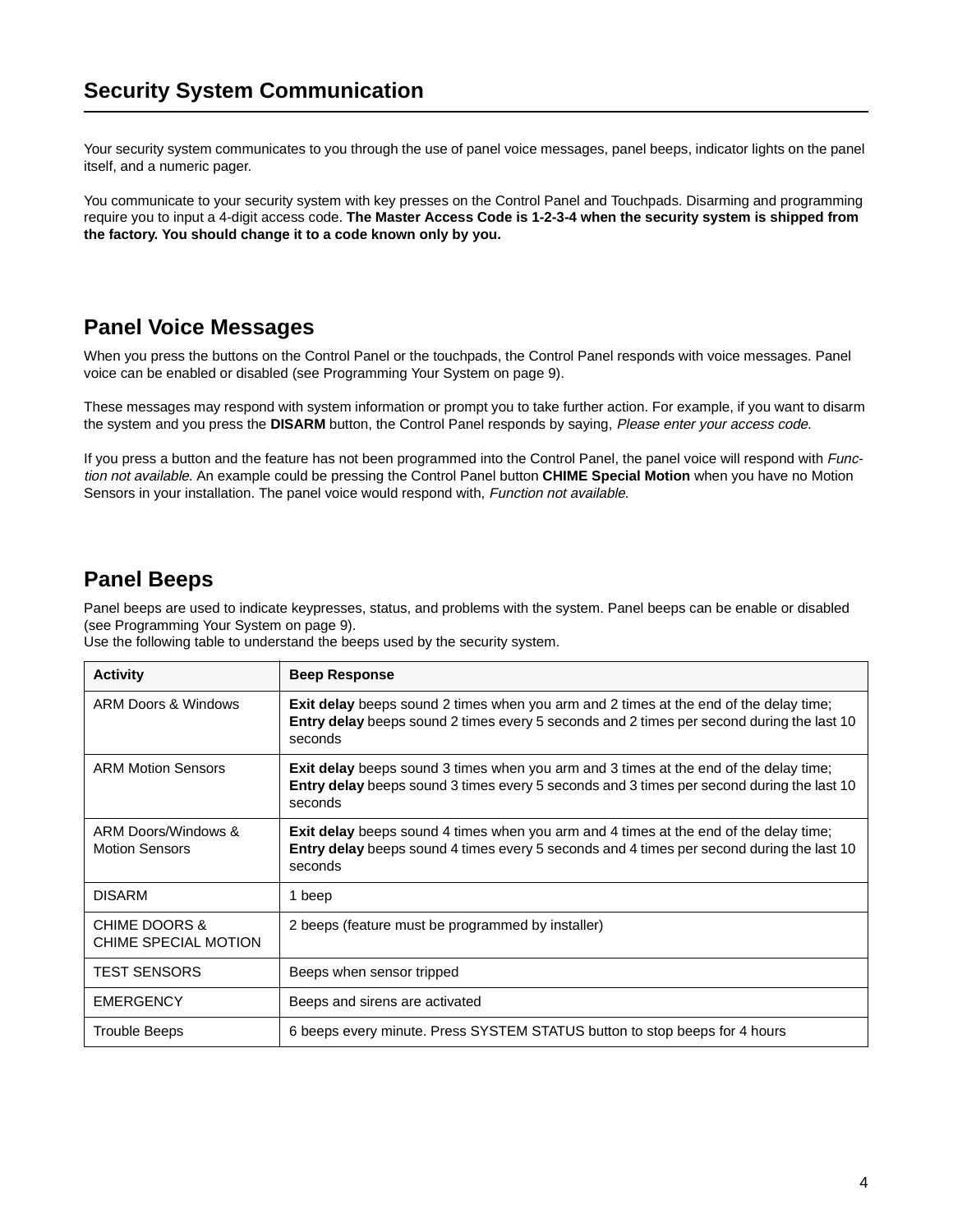## Security System Communication

Your security system communicates to you through the use of panel voice messages, panel beeps, indicator lights on the panel itself, and a numeric pager.

You communicate to your security system with key presses on the Control Panel and Touchpads. Disarming and programming require you to input a 4-digit access code. **The Master Access Code is 1-2-3-4 when the security system is shipped from the factory. You should change it to a code known only by you.**

## Panel Voice Messages

When you press the buttons on the Control Panel or the touchpads, the Control Panel responds with voice messages. Panel voice can be enabled or disabled (see Programming Your System on page 9).

These messages may respond with system information or prompt you to take further action. For example, if you want to disarm the system and you press the **DISARM** button, the Control Panel responds by saying, *Please enter your access code*.

If you press a button and the feature has not been programmed into the Control Panel, the panel voice will respond with *Function not available*. An example could be pressing the Control Panel button **CHIME Special Motion** when you have no Motion Sensors in your installation. The panel voice would respond with, *Function not available*.

## Panel Beeps

Panel beeps are used to indicate keypresses, status, and problems with the system. Panel beeps can be enable or disabled (see Programming Your System on page 9).
Use the following table to understand the beeps used by the security system.

| Activity | Beep Response |
|---|---|
| ARM Doors & Windows | **Exit delay** beeps sound 2 times when you arm and 2 times at the end of the delay time; **Entry delay** beeps sound 2 times every 5 seconds and 2 times per second during the last 10 seconds |
| ARM Motion Sensors | **Exit delay** beeps sound 3 times when you arm and 3 times at the end of the delay time; **Entry delay** beeps sound 3 times every 5 seconds and 3 times per second during the last 10 seconds |
| ARM Doors/Windows & Motion Sensors | **Exit delay** beeps sound 4 times when you arm and 4 times at the end of the delay time; **Entry delay** beeps sound 4 times every 5 seconds and 4 times per second during the last 10 seconds |
| DISARM | 1 beep |
| CHIME DOORS & CHIME SPECIAL MOTION | 2 beeps (feature must be programmed by installer) |
| TEST SENSORS | Beeps when sensor tripped |
| EMERGENCY | Beeps and sirens are activated |
| Trouble Beeps | 6 beeps every minute. Press SYSTEM STATUS button to stop beeps for 4 hours |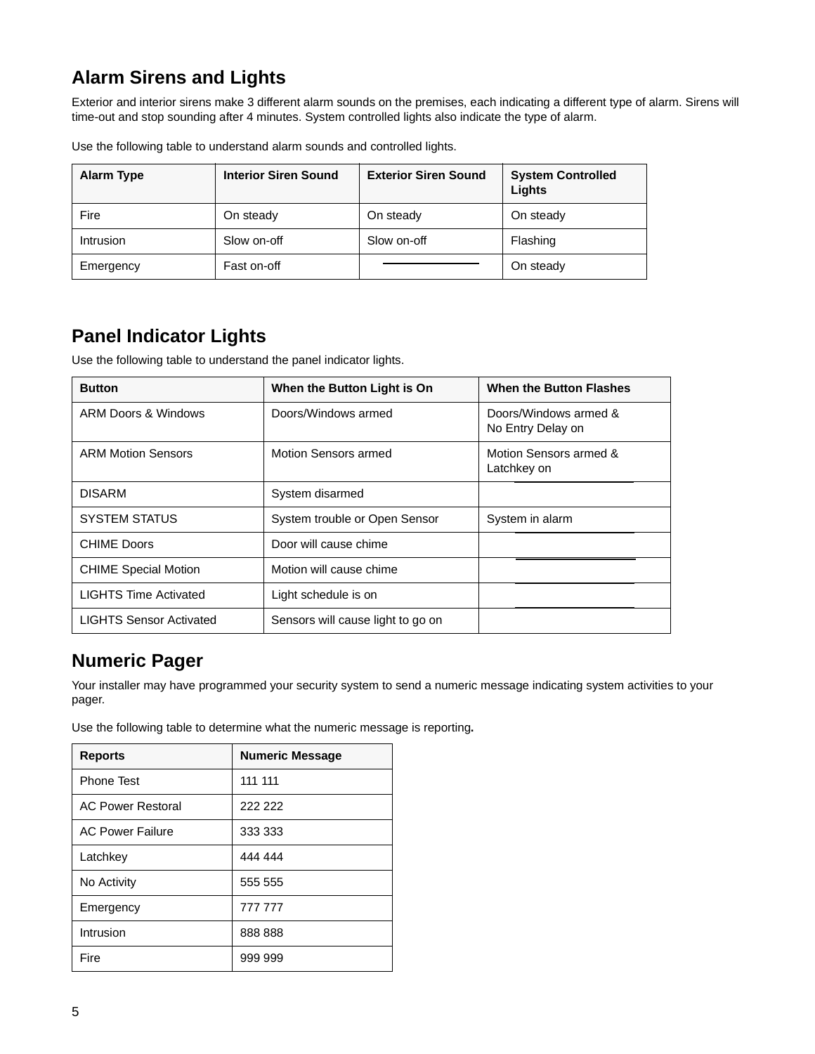## Alarm Sirens and Lights

Exterior and interior sirens make 3 different alarm sounds on the premises, each indicating a different type of alarm. Sirens will time-out and stop sounding after 4 minutes. System controlled lights also indicate the type of alarm.

Use the following table to understand alarm sounds and controlled lights.

| Alarm Type | Interior Siren Sound | Exterior Siren Sound | System Controlled Lights |
|---|---|---|---|
| Fire | On steady | On steady | On steady |
| Intrusion | Slow on-off | Slow on-off | Flashing |
| Emergency | Fast on-off | ——— | On steady |

## Panel Indicator Lights

Use the following table to understand the panel indicator lights.

| Button | When the Button Light is On | When the Button Flashes |
|---|---|---|
| ARM Doors & Windows | Doors/Windows armed | Doors/Windows armed & No Entry Delay on |
| ARM Motion Sensors | Motion Sensors armed | Motion Sensors armed & Latchkey on |
| DISARM | System disarmed | ——— |
| SYSTEM STATUS | System trouble or Open Sensor | System in alarm |
| CHIME Doors | Door will cause chime | ——— |
| CHIME Special Motion | Motion will cause chime | ——— |
| LIGHTS Time Activated | Light schedule is on | ——— |
| LIGHTS Sensor Activated | Sensors will cause light to go on | ——— |

## Numeric Pager

Your installer may have programmed your security system to send a numeric message indicating system activities to your pager.

Use the following table to determine what the numeric message is reporting.

| Reports | Numeric Message |
|---|---|
| Phone Test | 111 111 |
| AC Power Restoral | 222 222 |
| AC Power Failure | 333 333 |
| Latchkey | 444 444 |
| No Activity | 555 555 |
| Emergency | 777 777 |
| Intrusion | 888 888 |
| Fire | 999 999 |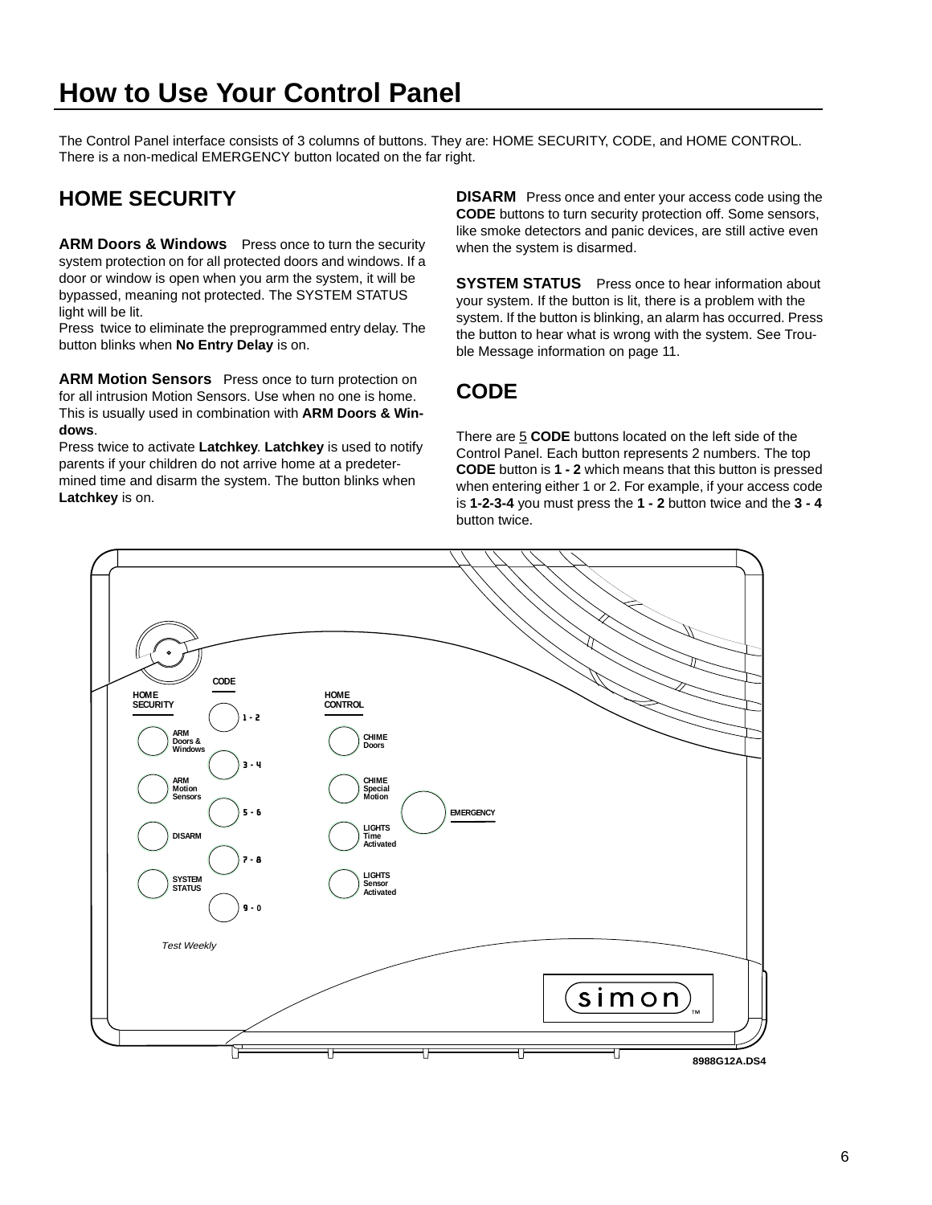# How to Use Your Control Panel

The Control Panel interface consists of 3 columns of buttons. They are: HOME SECURITY, CODE, and HOME CONTROL. There is a non-medical EMERGENCY button located on the far right.

## HOME SECURITY

**ARM Doors & Windows** Press once to turn the security system protection on for all protected doors and windows. If a door or window is open when you arm the system, it will be bypassed, meaning not protected. The SYSTEM STATUS light will be lit.
Press twice to eliminate the preprogrammed entry delay. The button blinks when **No Entry Delay** is on.

**ARM Motion Sensors** Press once to turn protection on for all intrusion Motion Sensors. Use when no one is home. This is usually used in combination with **ARM Doors & Windows**.
Press twice to activate **Latchkey**. **Latchkey** is used to notify parents if your children do not arrive home at a predetermined time and disarm the system. The button blinks when **Latchkey** is on.

**DISARM** Press once and enter your access code using the **CODE** buttons to turn security protection off. Some sensors, like smoke detectors and panic devices, are still active even when the system is disarmed.

**SYSTEM STATUS** Press once to hear information about your system. If the button is lit, there is a problem with the system. If the button is blinking, an alarm has occurred. Press the button to hear what is wrong with the system. See Trouble Message information on page 11.

## CODE

There are 5 **CODE** buttons located on the left side of the Control Panel. Each button represents 2 numbers. The top **CODE** button is **1 - 2** which means that this button is pressed when entering either 1 or 2. For example, if your access code is **1-2-3-4** you must press the **1 - 2** button twice and the **3 - 4** button twice.

CODE

HOME SECURITY

HOME CONTROL

1 - 2

ARM Doors & Windows

CHIME Doors

3 - 4

ARM Motion Sensors

CHIME Special Motion

EMERGENCY

5 - 6

DISARM

LIGHTS Time Activated

7 - 8

SYSTEM STATUS

LIGHTS Sensor Activated

9 - 0

*Test Weekly*

simon™

8988G12A.DS4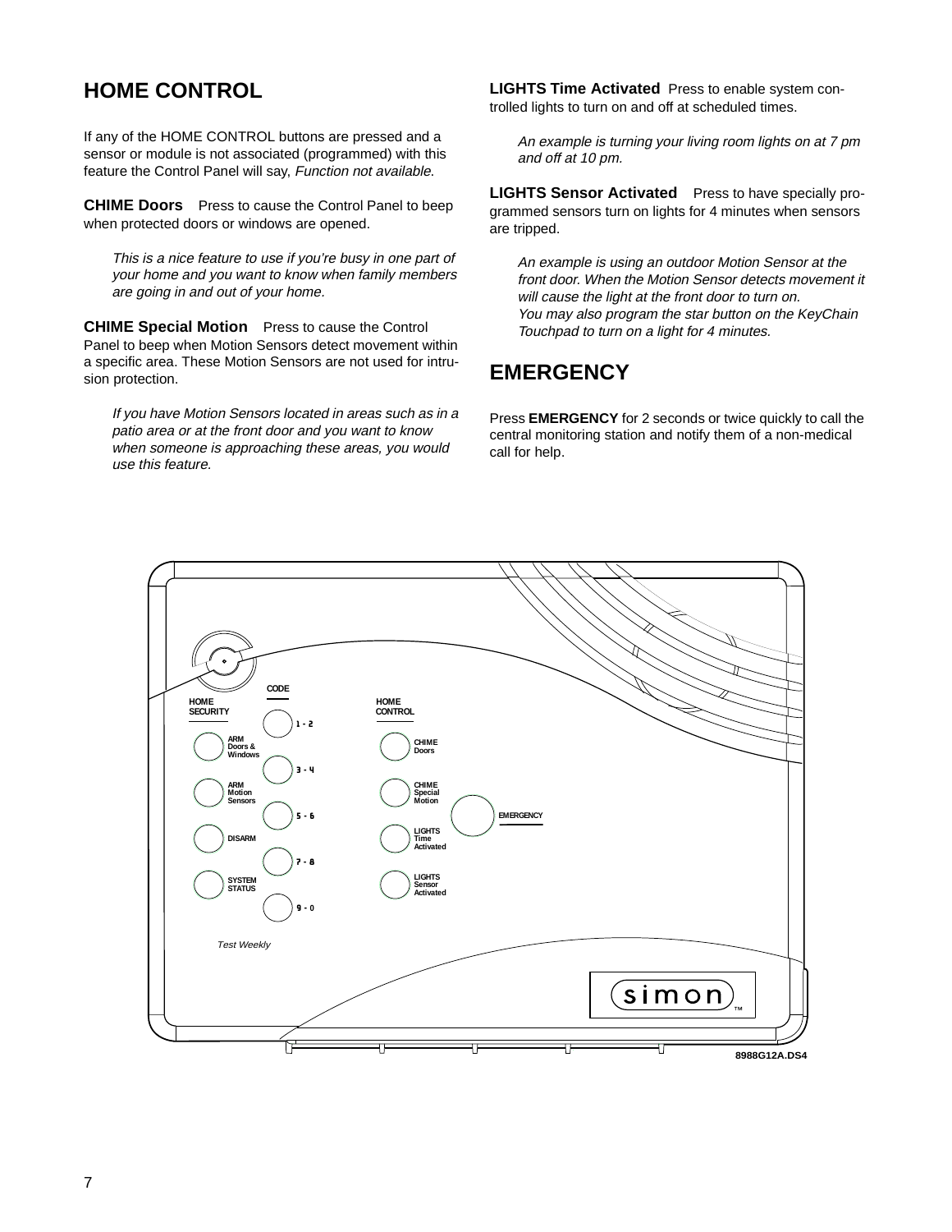## HOME CONTROL

If any of the HOME CONTROL buttons are pressed and a sensor or module is not associated (programmed) with this feature the Control Panel will say, *Function not available*.

**CHIME Doors** Press to cause the Control Panel to beep when protected doors or windows are opened.

> *This is a nice feature to use if you're busy in one part of your home and you want to know when family members are going in and out of your home.*

**CHIME Special Motion** Press to cause the Control Panel to beep when Motion Sensors detect movement within a specific area. These Motion Sensors are not used for intrusion protection.

> *If you have Motion Sensors located in areas such as in a patio area or at the front door and you want to know when someone is approaching these areas, you would use this feature.*

**LIGHTS Time Activated** Press to enable system controlled lights to turn on and off at scheduled times.

> *An example is turning your living room lights on at 7 pm and off at 10 pm.*

**LIGHTS Sensor Activated** Press to have specially programmed sensors turn on lights for 4 minutes when sensors are tripped.

> *An example is using an outdoor Motion Sensor at the front door. When the Motion Sensor detects movement it will cause the light at the front door to turn on.*
> *You may also program the star button on the KeyChain Touchpad to turn on a light for 4 minutes.*

## EMERGENCY

Press **EMERGENCY** for 2 seconds or twice quickly to call the central monitoring station and notify them of a non-medical call for help.

CODE

HOME SECURITY

HOME CONTROL

1 - 2

ARM Doors & Windows

3 - 4

CHIME Doors

ARM Motion Sensors

5 - 6

CHIME Special Motion

EMERGENCY

DISARM

7 - 8

LIGHTS Time Activated

SYSTEM STATUS

9 - 0

LIGHTS Sensor Activated

Test Weekly

simon™

8988G12A.DS4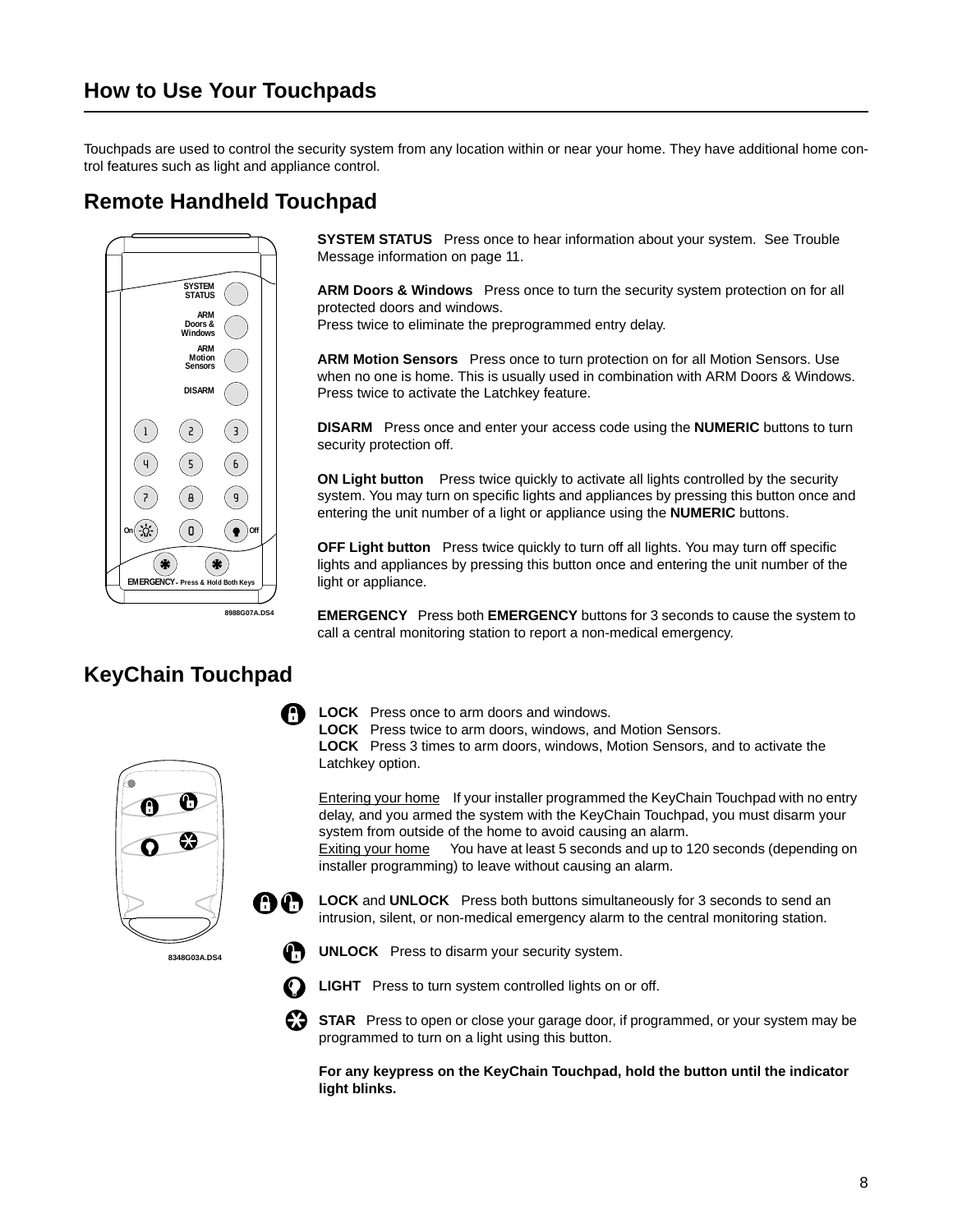# How to Use Your Touchpads

Touchpads are used to control the security system from any location within or near your home. They have additional home control features such as light and appliance control.

## Remote Handheld Touchpad

**SYSTEM STATUS** Press once to hear information about your system. See Trouble Message information on page 11.

**ARM Doors & Windows** Press once to turn the security system protection on for all protected doors and windows.
Press twice to eliminate the preprogrammed entry delay.

**ARM Motion Sensors** Press once to turn protection on for all Motion Sensors. Use when no one is home. This is usually used in combination with ARM Doors & Windows. Press twice to activate the Latchkey feature.

**DISARM** Press once and enter your access code using the **NUMERIC** buttons to turn security protection off.

**ON Light button** Press twice quickly to activate all lights controlled by the security system. You may turn on specific lights and appliances by pressing this button once and entering the unit number of a light or appliance using the **NUMERIC** buttons.

**OFF Light button** Press twice quickly to turn off all lights. You may turn off specific lights and appliances by pressing this button once and entering the unit number of the light or appliance.

**EMERGENCY** Press both **EMERGENCY** buttons for 3 seconds to cause the system to call a central monitoring station to report a non-medical emergency.

8988G07A.DS4

## KeyChain Touchpad

**LOCK** Press once to arm doors and windows.
**LOCK** Press twice to arm doors, windows, and Motion Sensors.
**LOCK** Press 3 times to arm doors, windows, Motion Sensors, and to activate the Latchkey option.

Entering your home If your installer programmed the KeyChain Touchpad with no entry delay, and you armed the system with the KeyChain Touchpad, you must disarm your system from outside of the home to avoid causing an alarm.
Exiting your home You have at least 5 seconds and up to 120 seconds (depending on installer programming) to leave without causing an alarm.

**LOCK** and **UNLOCK** Press both buttons simultaneously for 3 seconds to send an intrusion, silent, or non-medical emergency alarm to the central monitoring station.

**UNLOCK** Press to disarm your security system.

**LIGHT** Press to turn system controlled lights on or off.

**STAR** Press to open or close your garage door, if programmed, or your system may be programmed to turn on a light using this button.

**For any keypress on the KeyChain Touchpad, hold the button until the indicator light blinks.**

8348G03A.DS4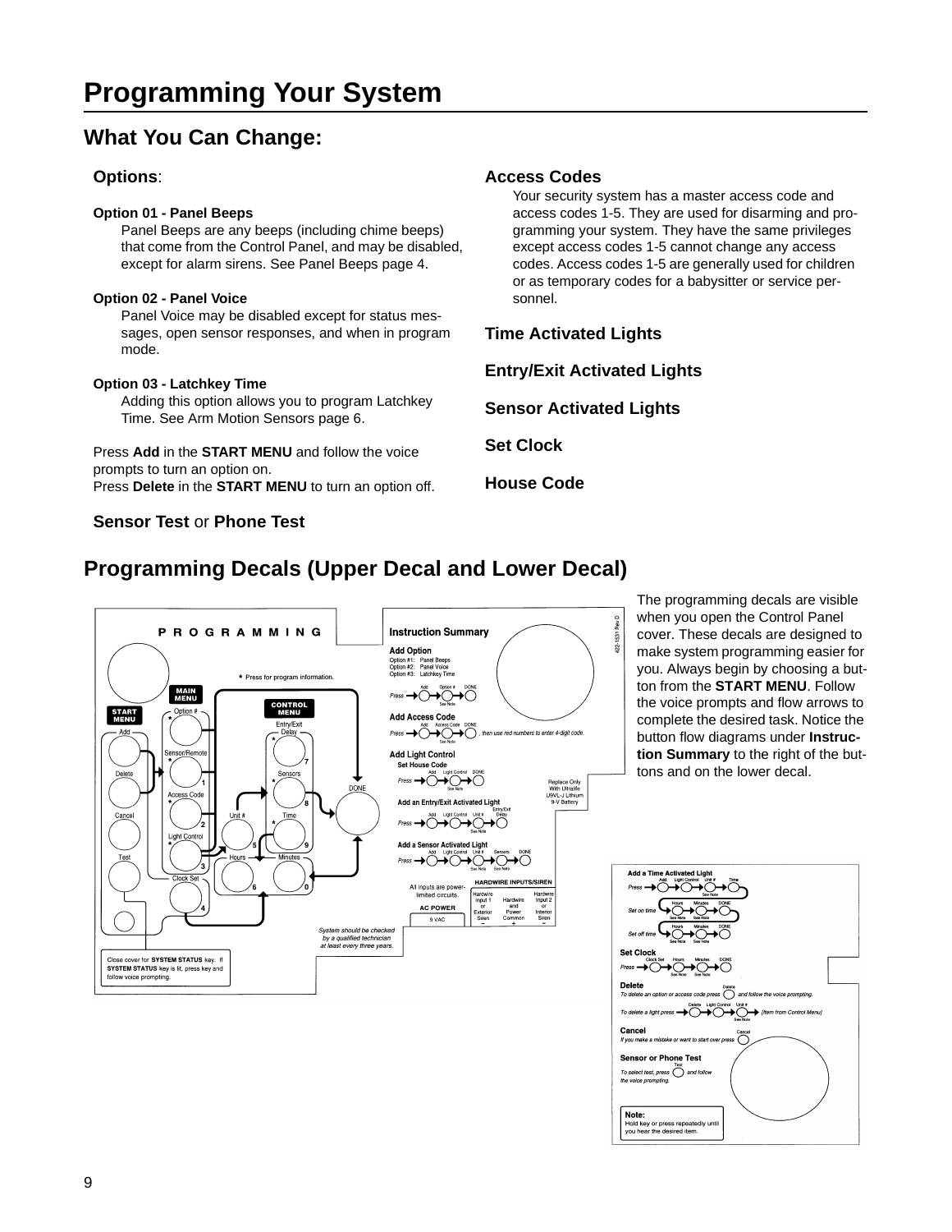# Programming Your System

## What You Can Change:

**Options**:

**Option 01 - Panel Beeps**

Panel Beeps are any beeps (including chime beeps) that come from the Control Panel, and may be disabled, except for alarm sirens. See Panel Beeps page 4.

**Option 02 - Panel Voice**

Panel Voice may be disabled except for status messages, open sensor responses, and when in program mode.

**Option 03 - Latchkey Time**

Adding this option allows you to program Latchkey Time. See Arm Motion Sensors page 6.

Press **Add** in the **START MENU** and follow the voice prompts to turn an option on.
Press **Delete** in the **START MENU** to turn an option off.

**Sensor Test** or **Phone Test**

**Access Codes**

Your security system has a master access code and access codes 1-5. They are used for disarming and programming your system. They have the same privileges except access codes 1-5 cannot change any access codes. Access codes 1-5 are generally used for children or as temporary codes for a babysitter or service personnel.

**Time Activated Lights**

**Entry/Exit Activated Lights**

**Sensor Activated Lights**

**Set Clock**

**House Code**

## Programming Decals (Upper Decal and Lower Decal)

The programming decals are visible when you open the Control Panel cover. These decals are designed to make system programming easier for you. Always begin by choosing a button from the **START MENU**. Follow the voice prompts and flow arrows to complete the desired task. Notice the button flow diagrams under **Instruction Summary** to the right of the buttons and on the lower decal.

PROGRAMMING

\* Press for program information.

START MENU: Add, Delete, Cancel, Test

MAIN MENU: Option # (1), Sensor/Remote (1), Access Code (2), Light Control (3), Clock Set (4)

CONTROL MENU: Entry/Exit Delay (7), Sensors (8), Time (9), Unit # (5), Hours (6), Minutes (0)

DONE

Close cover for **SYSTEM STATUS** key. If **SYSTEM STATUS** key is lit, press key and follow voice prompting.

System should be checked by a qualified technician at least every three years.

**Instruction Summary**

**Add Option**
Option #1: Panel Beeps
Option #2: Panel Voice
Option #3: Latchkey Time

Press → Add → Option # → DONE

**Add Access Code**

Press → Add → Access Code → DONE, then use red numbers to enter 4-digit code.

**Add Light Control**

**Set House Code**

Press → Add → Light Control → DONE

Replace Only With Ultralife U9VL-J Lithium 9-V Battery

**Add an Entry/Exit Activated Light**

Press → Add → Light Control → Unit # → Entry/Exit Delay

**Add a Sensor Activated Light**

Press → Add → Light Control → Unit # → Sensors → DONE

All inputs are power-limited circuits.

AC POWER 9 VAC

| HARDWIRE INPUTS/SIREN | | |
|---|---|---|
| Hardwire Input 1 or Exterior Siren | Hardwire and Power Common | Hardwire Input 2 or Interior Siren |
| − | + | − |

422-1531 Rev D

**Add a Time Activated Light**

Press → Add → Light Control → Unit # → Time

Set on time → Hours → Minutes → DONE

Set off time → Hours → Minutes → DONE

**Set Clock**

Press → Clock Set → Hours → Minutes → DONE

**Delete**

*To delete an option or access code press* Delete *and follow the voice prompting.*

*To delete a light press* → Delete → Light Control → Unit # → *[Item from Control Menu]*

**Cancel**

*If you make a mistake or want to start over press* Cancel

**Sensor or Phone Test**

*To select test, press* Test *and follow the voice prompting.*

**Note:**
Hold key or press repeatedly until you hear the desired item.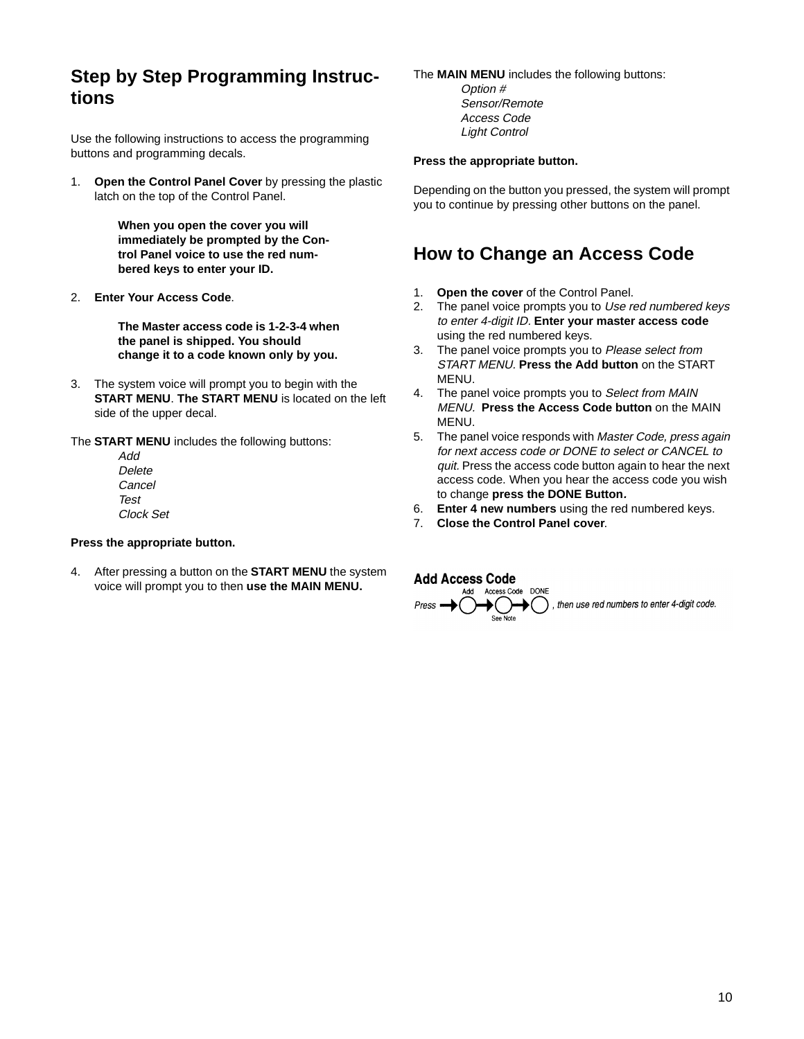## Step by Step Programming Instructions

Use the following instructions to access the programming buttons and programming decals.

1. **Open the Control Panel Cover** by pressing the plastic latch on the top of the Control Panel.

   **When you open the cover you will immediately be prompted by the Control Panel voice to use the red numbered keys to enter your ID.**

2. **Enter Your Access Code**.

   **The Master access code is 1-2-3-4 when the panel is shipped. You should change it to a code known only by you.**

3. The system voice will prompt you to begin with the **START MENU**. **The START MENU** is located on the left side of the upper decal.

The **START MENU** includes the following buttons:

   *Add*
   *Delete*
   *Cancel*
   *Test*
   *Clock Set*

**Press the appropriate button.**

4. After pressing a button on the **START MENU** the system voice will prompt you to then **use the MAIN MENU.**

The **MAIN MENU** includes the following buttons:

   *Option #*
   *Sensor/Remote*
   *Access Code*
   *Light Control*

**Press the appropriate button.**

Depending on the button you pressed, the system will prompt you to continue by pressing other buttons on the panel.

## How to Change an Access Code

1. **Open the cover** of the Control Panel.
2. The panel voice prompts you to *Use red numbered keys to enter 4-digit ID*. **Enter your master access code** using the red numbered keys.
3. The panel voice prompts you to *Please select from START MENU*. **Press the Add button** on the START MENU.
4. The panel voice prompts you to *Select from MAIN MENU.* **Press the Access Code button** on the MAIN MENU.
5. The panel voice responds with *Master Code, press again for next access code or DONE to select or CANCEL to quit.* Press the access code button again to hear the next access code. When you hear the access code you wish to change **press the DONE Button.**
6. **Enter 4 new numbers** using the red numbered keys.
7. **Close the Control Panel cover**.

**Add Access Code**

*Press* → Add → Access Code (See Note) → DONE *, then use red numbers to enter 4-digit code.*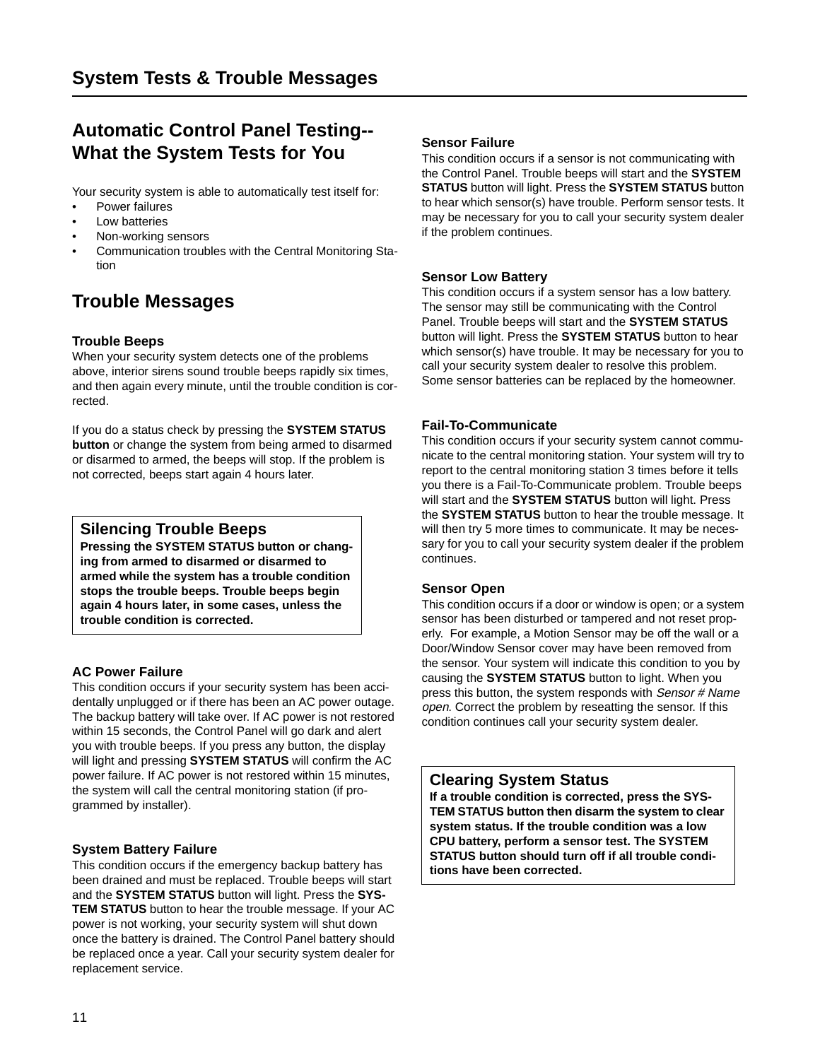# System Tests & Trouble Messages

## Automatic Control Panel Testing--What the System Tests for You

Your security system is able to automatically test itself for:

- Power failures
- Low batteries
- Non-working sensors
- Communication troubles with the Central Monitoring Station

## Trouble Messages

### Trouble Beeps

When your security system detects one of the problems above, interior sirens sound trouble beeps rapidly six times, and then again every minute, until the trouble condition is corrected.

If you do a status check by pressing the **SYSTEM STATUS button** or change the system from being armed to disarmed or disarmed to armed, the beeps will stop. If the problem is not corrected, beeps start again 4 hours later.

> ### Silencing Trouble Beeps
> **Pressing the SYSTEM STATUS button or changing from armed to disarmed or disarmed to armed while the system has a trouble condition stops the trouble beeps. Trouble beeps begin again 4 hours later, in some cases, unless the trouble condition is corrected.**

### AC Power Failure

This condition occurs if your security system has been accidentally unplugged or if there has been an AC power outage. The backup battery will take over. If AC power is not restored within 15 seconds, the Control Panel will go dark and alert you with trouble beeps. If you press any button, the display will light and pressing **SYSTEM STATUS** will confirm the AC power failure. If AC power is not restored within 15 minutes, the system will call the central monitoring station (if programmed by installer).

### System Battery Failure

This condition occurs if the emergency backup battery has been drained and must be replaced. Trouble beeps will start and the **SYSTEM STATUS** button will light. Press the **SYSTEM STATUS** button to hear the trouble message. If your AC power is not working, your security system will shut down once the battery is drained. The Control Panel battery should be replaced once a year. Call your security system dealer for replacement service.

### Sensor Failure

This condition occurs if a sensor is not communicating with the Control Panel. Trouble beeps will start and the **SYSTEM STATUS** button will light. Press the **SYSTEM STATUS** button to hear which sensor(s) have trouble. Perform sensor tests. It may be necessary for you to call your security system dealer if the problem continues.

### Sensor Low Battery

This condition occurs if a system sensor has a low battery. The sensor may still be communicating with the Control Panel. Trouble beeps will start and the **SYSTEM STATUS** button will light. Press the **SYSTEM STATUS** button to hear which sensor(s) have trouble. It may be necessary for you to call your security system dealer to resolve this problem. Some sensor batteries can be replaced by the homeowner.

### Fail-To-Communicate

This condition occurs if your security system cannot communicate to the central monitoring station. Your system will try to report to the central monitoring station 3 times before it tells you there is a Fail-To-Communicate problem. Trouble beeps will start and the **SYSTEM STATUS** button will light. Press the **SYSTEM STATUS** button to hear the trouble message. It will then try 5 more times to communicate. It may be necessary for you to call your security system dealer if the problem continues.

### Sensor Open

This condition occurs if a door or window is open; or a system sensor has been disturbed or tampered and not reset properly. For example, a Motion Sensor may be off the wall or a Door/Window Sensor cover may have been removed from the sensor. Your system will indicate this condition to you by causing the **SYSTEM STATUS** button to light. When you press this button, the system responds with *Sensor # Name open*. Correct the problem by reseatting the sensor. If this condition continues call your security system dealer.

> ### Clearing System Status
> **If a trouble condition is corrected, press the SYSTEM STATUS button then disarm the system to clear system status. If the trouble condition was a low CPU battery, perform a sensor test. The SYSTEM STATUS button should turn off if all trouble conditions have been corrected.**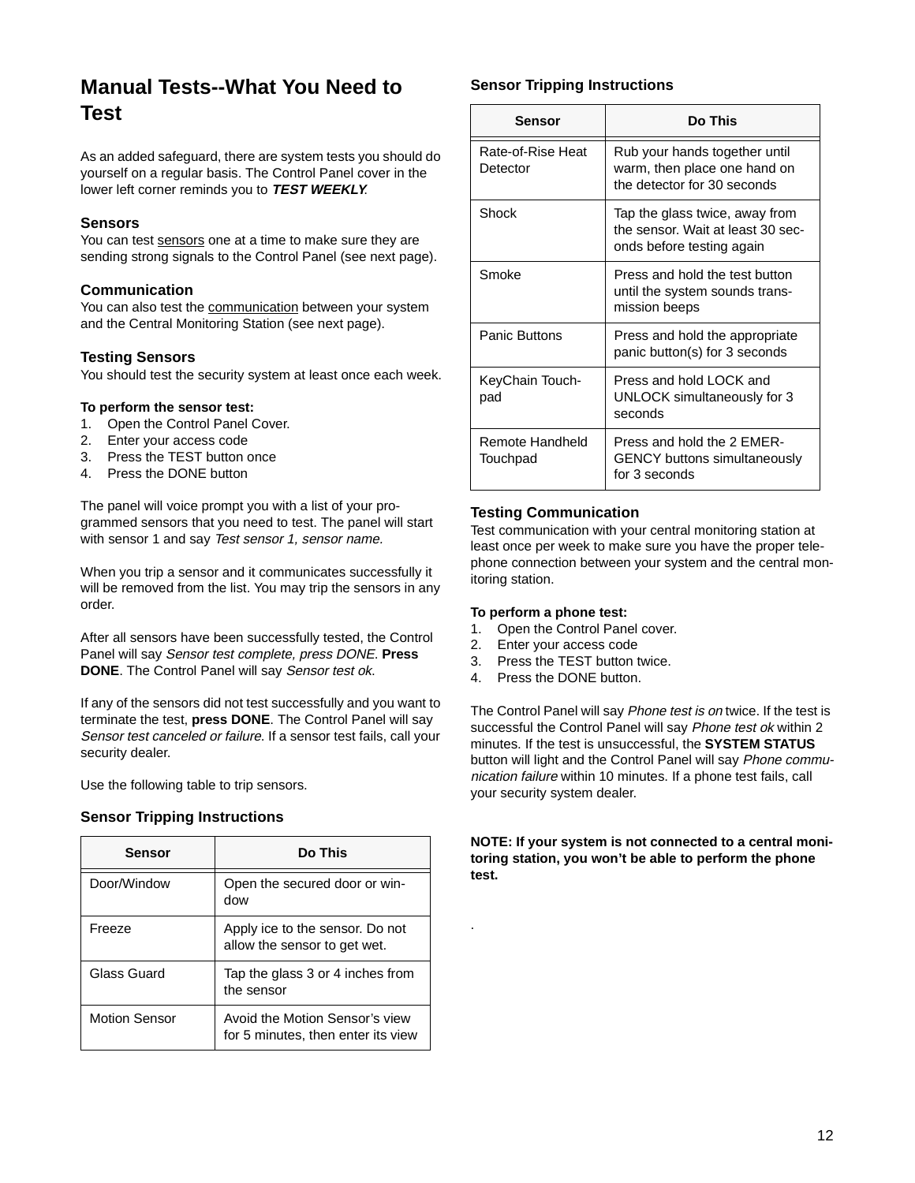# Manual Tests--What You Need to Test

As an added safeguard, there are system tests you should do yourself on a regular basis. The Control Panel cover in the lower left corner reminds you to ***TEST WEEKLY***.

### Sensors

You can test sensors one at a time to make sure they are sending strong signals to the Control Panel (see next page).

### Communication

You can also test the communication between your system and the Central Monitoring Station (see next page).

### Testing Sensors

You should test the security system at least once each week.

**To perform the sensor test:**

1. Open the Control Panel Cover.
2. Enter your access code
3. Press the TEST button once
4. Press the DONE button

The panel will voice prompt you with a list of your programmed sensors that you need to test. The panel will start with sensor 1 and say *Test sensor 1, sensor name.*

When you trip a sensor and it communicates successfully it will be removed from the list. You may trip the sensors in any order.

After all sensors have been successfully tested, the Control Panel will say *Sensor test complete, press DONE.* **Press DONE**. The Control Panel will say *Sensor test ok.*

If any of the sensors did not test successfully and you want to terminate the test, **press DONE**. The Control Panel will say *Sensor test canceled or failure.* If a sensor test fails, call your security dealer.

Use the following table to trip sensors.

### Sensor Tripping Instructions

| Sensor | Do This |
|---|---|
| Door/Window | Open the secured door or window |
| Freeze | Apply ice to the sensor. Do not allow the sensor to get wet. |
| Glass Guard | Tap the glass 3 or 4 inches from the sensor |
| Motion Sensor | Avoid the Motion Sensor's view for 5 minutes, then enter its view |
| Rate-of-Rise Heat Detector | Rub your hands together until warm, then place one hand on the detector for 30 seconds |
| Shock | Tap the glass twice, away from the sensor. Wait at least 30 seconds before testing again |
| Smoke | Press and hold the test button until the system sounds transmission beeps |
| Panic Buttons | Press and hold the appropriate panic button(s) for 3 seconds |
| KeyChain Touchpad | Press and hold LOCK and UNLOCK simultaneously for 3 seconds |
| Remote Handheld Touchpad | Press and hold the 2 EMERGENCY buttons simultaneously for 3 seconds |

### Testing Communication

Test communication with your central monitoring station at least once per week to make sure you have the proper telephone connection between your system and the central monitoring station.

**To perform a phone test:**

1. Open the Control Panel cover.
2. Enter your access code
3. Press the TEST button twice.
4. Press the DONE button.

The Control Panel will say *Phone test is on* twice. If the test is successful the Control Panel will say *Phone test ok* within 2 minutes. If the test is unsuccessful, the **SYSTEM STATUS** button will light and the Control Panel will say *Phone communication failure* within 10 minutes. If a phone test fails, call your security system dealer.

**NOTE: If your system is not connected to a central monitoring station, you won't be able to perform the phone test.**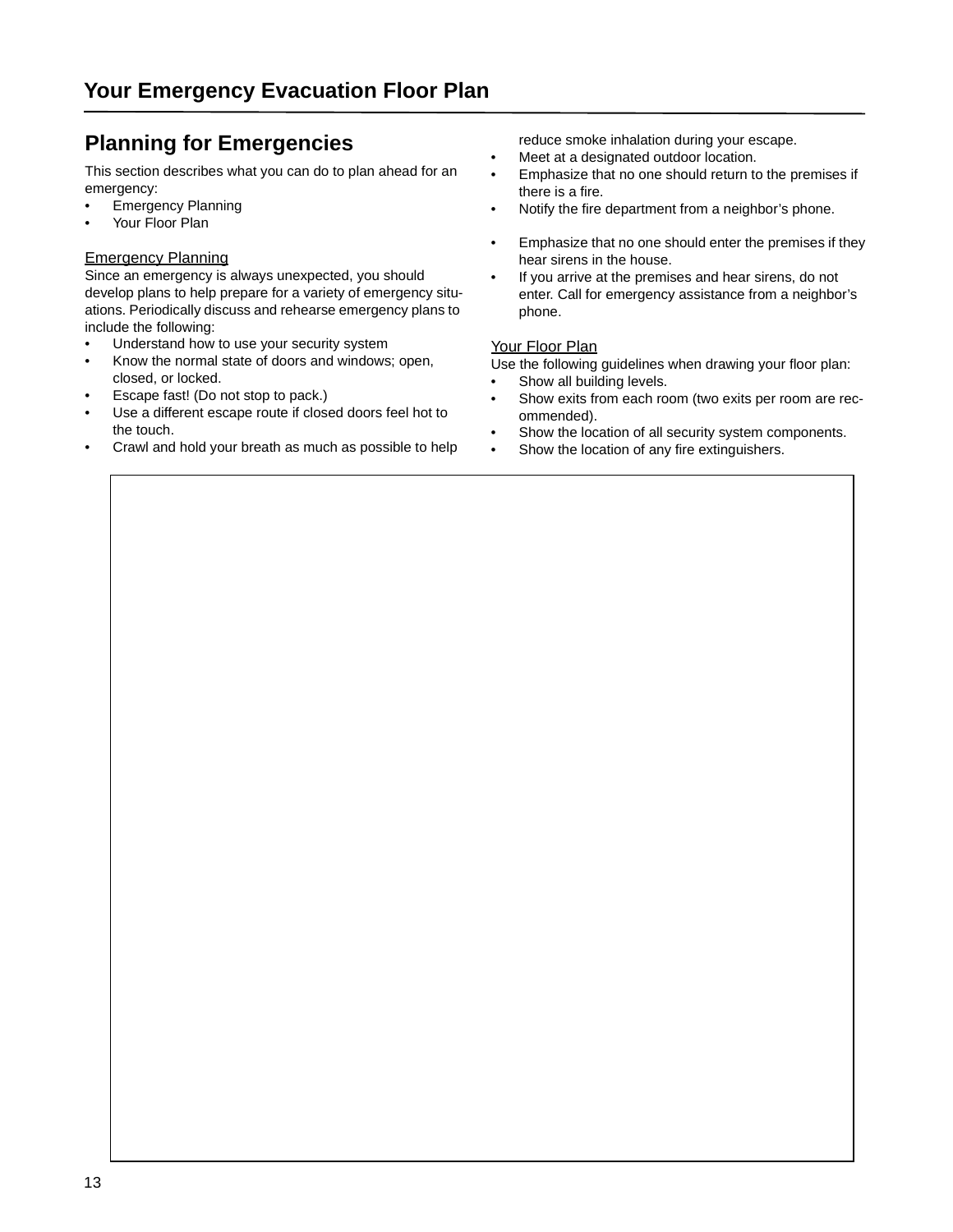# Your Emergency Evacuation Floor Plan

## Planning for Emergencies

This section describes what you can do to plan ahead for an emergency:

- Emergency Planning
- Your Floor Plan

### Emergency Planning

Since an emergency is always unexpected, you should develop plans to help prepare for a variety of emergency situations. Periodically discuss and rehearse emergency plans to include the following:

- Understand how to use your security system
- Know the normal state of doors and windows; open, closed, or locked.
- Escape fast! (Do not stop to pack.)
- Use a different escape route if closed doors feel hot to the touch.
- Crawl and hold your breath as much as possible to help reduce smoke inhalation during your escape.
- Meet at a designated outdoor location.
- Emphasize that no one should return to the premises if there is a fire.
- Notify the fire department from a neighbor's phone.
- Emphasize that no one should enter the premises if they hear sirens in the house.
- If you arrive at the premises and hear sirens, do not enter. Call for emergency assistance from a neighbor's phone.

### Your Floor Plan

Use the following guidelines when drawing your floor plan:

- Show all building levels.
- Show exits from each room (two exits per room are recommended).
- Show the location of all security system components.
- Show the location of any fire extinguishers.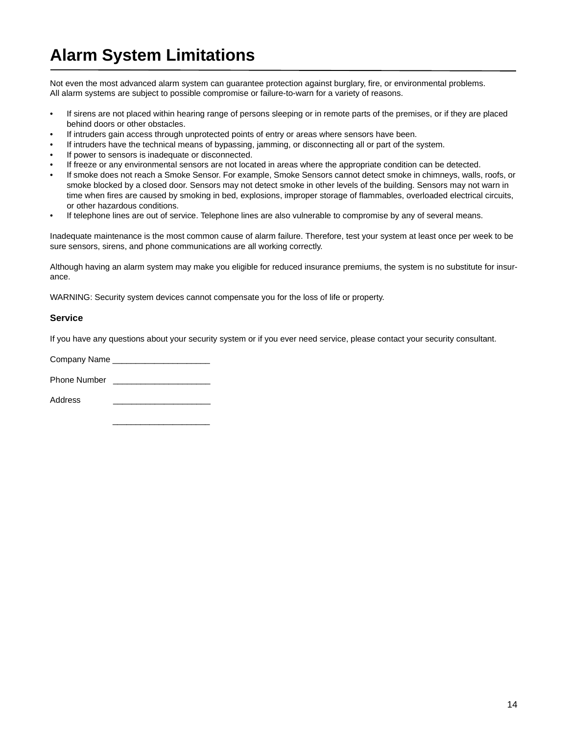# Alarm System Limitations

Not even the most advanced alarm system can guarantee protection against burglary, fire, or environmental problems. All alarm systems are subject to possible compromise or failure-to-warn for a variety of reasons.

- If sirens are not placed within hearing range of persons sleeping or in remote parts of the premises, or if they are placed behind doors or other obstacles.
- If intruders gain access through unprotected points of entry or areas where sensors have been.
- If intruders have the technical means of bypassing, jamming, or disconnecting all or part of the system.
- If power to sensors is inadequate or disconnected.
- If freeze or any environmental sensors are not located in areas where the appropriate condition can be detected.
- If smoke does not reach a Smoke Sensor. For example, Smoke Sensors cannot detect smoke in chimneys, walls, roofs, or smoke blocked by a closed door. Sensors may not detect smoke in other levels of the building. Sensors may not warn in time when fires are caused by smoking in bed, explosions, improper storage of flammables, overloaded electrical circuits, or other hazardous conditions.
- If telephone lines are out of service. Telephone lines are also vulnerable to compromise by any of several means.

Inadequate maintenance is the most common cause of alarm failure. Therefore, test your system at least once per week to be sure sensors, sirens, and phone communications are all working correctly.

Although having an alarm system may make you eligible for reduced insurance premiums, the system is no substitute for insurance.

WARNING: Security system devices cannot compensate you for the loss of life or property.

### Service

If you have any questions about your security system or if you ever need service, please contact your security consultant.

Company Name ____________________

Phone Number ____________________

Address ____________________

____________________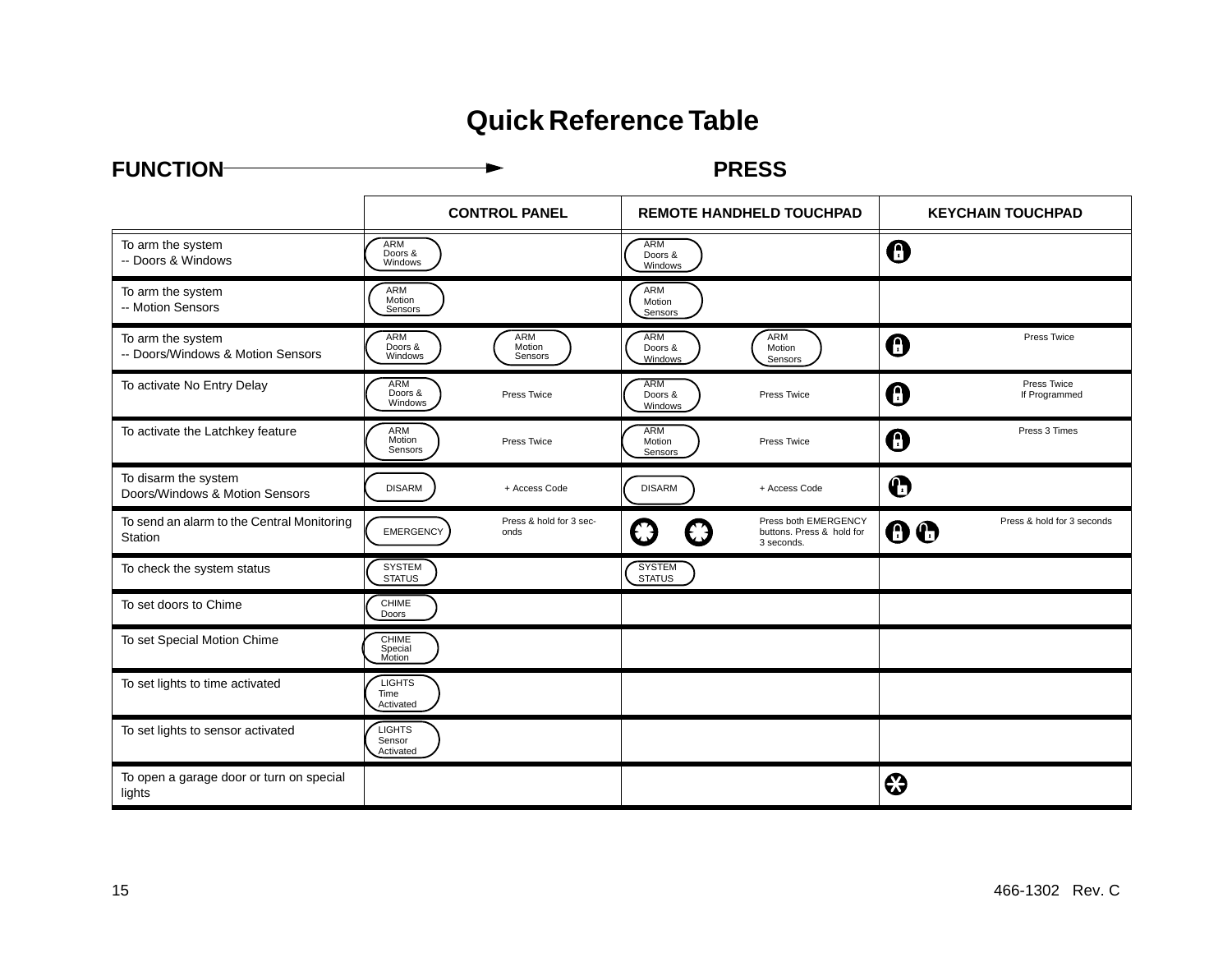# Quick Reference Table

**FUNCTION** ────────► **PRESS**

| | CONTROL PANEL | REMOTE HANDHELD TOUCHPAD | KEYCHAIN TOUCHPAD |
|---|---|---|---|
| To arm the system -- Doors & Windows | ARM Doors & Windows | ARM Doors & Windows | (lock icon) |
| To arm the system -- Motion Sensors | ARM Motion Sensors | ARM Motion Sensors | |
| To arm the system -- Doors/Windows & Motion Sensors | ARM Doors & Windows, ARM Motion Sensors | ARM Doors & Windows, ARM Motion Sensors | (lock icon) Press Twice |
| To activate No Entry Delay | ARM Doors & Windows Press Twice | ARM Doors & Windows Press Twice | (lock icon) Press Twice If Programmed |
| To activate the Latchkey feature | ARM Motion Sensors Press Twice | ARM Motion Sensors Press Twice | (lock icon) Press 3 Times |
| To disarm the system Doors/Windows & Motion Sensors | DISARM + Access Code | DISARM + Access Code | (unlock icon) |
| To send an alarm to the Central Monitoring Station | EMERGENCY Press & hold for 3 seconds | (emergency icons) Press both EMERGENCY buttons. Press & hold for 3 seconds. | (lock icon) (unlock icon) Press & hold for 3 seconds |
| To check the system status | SYSTEM STATUS | SYSTEM STATUS | |
| To set doors to Chime | CHIME Doors | | |
| To set Special Motion Chime | CHIME Special Motion | | |
| To set lights to time activated | LIGHTS Time Activated | | |
| To set lights to sensor activated | LIGHTS Sensor Activated | | |
| To open a garage door or turn on special lights | | | (asterisk icon) |

466-1302 Rev. C